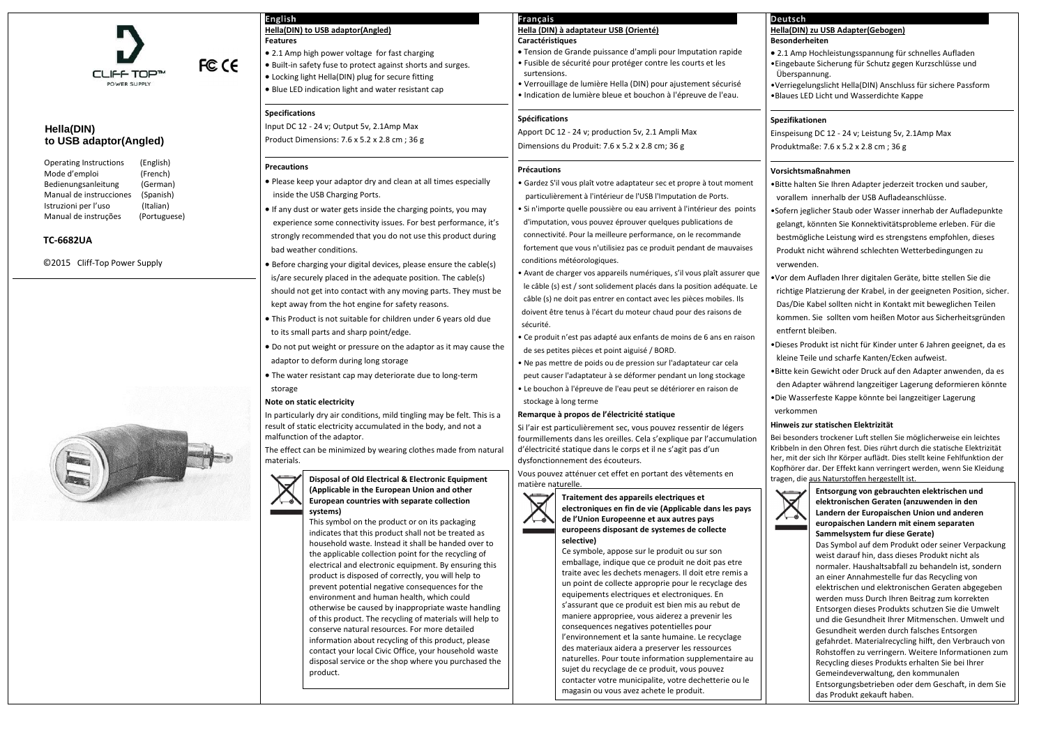CLIFF TOP™
POWER SUPPLY

FC CE

## Hella(DIN) to USB adaptor(Angled)

| | |
|---|---|
| Operating Instructions | (English) |
| Mode d'emploi | (French) |
| Bedienungsanleitung | (German) |
| Manual de instrucciones | (Spanish) |
| Istruzioni per l'uso | (Italian) |
| Manual de instruções | (Portuguese) |

**TC-6682UA**

©2015 Cliff-Top Power Supply

## English

### Hella(DIN) to USB adaptor(Angled)

**Features**

- 2.1 Amp high power voltage for fast charging
- Built-in safety fuse to protect against shorts and surges.
- Locking light Hella(DIN) plug for secure fitting
- Blue LED indication light and water resistant cap

**Specifications**

Input DC 12 - 24 v; Output 5v, 2.1Amp Max

Product Dimensions: 7.6 x 5.2 x 2.8 cm ; 36 g

**Precautions**

- Please keep your adaptor dry and clean at all times especially inside the USB Charging Ports.
- If any dust or water gets inside the charging points, you may experience some connectivity issues. For best performance, it's strongly recommended that you do not use this product during bad weather conditions.
- Before charging your digital devices, please ensure the cable(s) is/are securely placed in the adequate position. The cable(s) should not get into contact with any moving parts. They must be kept away from the hot engine for safety reasons.
- This Product is not suitable for children under 6 years old due to its small parts and sharp point/edge.
- Do not put weight or pressure on the adaptor as it may cause the adaptor to deform during long storage
- The water resistant cap may deteriorate due to long-term storage

**Note on static electricity**

In particularly dry air conditions, mild tingling may be felt. This is a result of static electricity accumulated in the body, and not a malfunction of the adaptor.

The effect can be minimized by wearing clothes made from natural materials.

**Disposal of Old Electrical & Electronic Equipment (Applicable in the European Union and other European countries with separate collection systems)**

This symbol on the product or on its packaging indicates that this product shall not be treated as household waste. Instead it shall be handed over to the applicable collection point for the recycling of electrical and electronic equipment. By ensuring this product is disposed of correctly, you will help to prevent potential negative consequences for the environment and human health, which could otherwise be caused by inappropriate waste handling of this product. The recycling of materials will help to conserve natural resources. For more detailed information about recycling of this product, please contact your local Civic Office, your household waste disposal service or the shop where you purchased the product.

## Français

### Hella (DIN) à adaptateur USB (Orienté)

**Caractéristiques**

- Tension de Grande puissance d'ampli pour Imputation rapide
- Fusible de sécurité pour protéger contre les courts et les surtensions.
- Verrouillage de lumière Hella (DIN) pour ajustement sécurisé
- Indication de lumière bleue et bouchon à l'épreuve de l'eau.

**Spécifications**

Apport DC 12 - 24 v; production 5v, 2.1 Ampli Max

Dimensions du Produit: 7.6 x 5.2 x 2.8 cm; 36 g

**Précautions**

- Gardez S'il vous plaît votre adaptateur sec et propre à tout moment particulièrement à l'intérieur de l'USB l'Imputation de Ports.
- Si n'importe quelle poussière ou eau arrivent à l'intérieur des points d'imputation, vous pouvez éprouver quelques publications de connectivité. Pour la meilleure performance, on le recommande fortement que vous n'utilisiez pas ce produit pendant de mauvaises conditions météorologiques.
- Avant de charger vos appareils numériques, s'il vous plaît assurer que le câble (s) est / sont solidement placés dans la position adéquate. Le câble (s) ne doit pas entrer en contact avec les pièces mobiles. Ils doivent être tenus à l'écart du moteur chaud pour des raisons de sécurité.
- Ce produit n'est pas adapté aux enfants de moins de 6 ans en raison de ses petites pièces et point aiguisé / BORD.
- Ne pas mettre de poids ou de pression sur l'adaptateur car cela peut causer l'adaptateur à se déformer pendant un long stockage
- Le bouchon à l'épreuve de l'eau peut se détériorer en raison de stockage à long terme

**Remarque à propos de l'électricité statique**

Si l'air est particulièrement sec, vous pouvez ressentir de légers fourmillements dans les oreilles. Cela s'explique par l'accumulation d'électricité statique dans le corps et il ne s'agit pas d'un dysfonctionnement des écouteurs.

Vous pouvez atténuer cet effet en portant des vêtements en matière naturelle.

**Traitement des appareils electriques et electroniques en fin de vie (Applicable dans les pays de l'Union Europeenne et aux autres pays europeens disposant de systemes de collecte selective)**

Ce symbole, appose sur le produit ou sur son emballage, indique que ce produit ne doit pas etre traite avec les dechets menagers. Il doit etre remis a un point de collecte appropriе pour le recyclage des equipements electriques et electroniques. En s'assurant que ce produit est bien mis au rebut de maniere appropriee, vous aiderez a prevenir les consequences negatives potentielles pour l'environnement et la sante humaine. Le recyclage des materiaux aidera a preserver les ressources naturelles. Pour toute information supplementaire au sujet du recyclage de ce produit, vous pouvez contacter votre municipalite, votre dechetterie ou le magasin ou vous avez achete le produit.

## Deutsch

### Hella(DIN) zu USB Adapter(Gebogen)

**Besonderheiten**

- 2.1 Amp Hochleistungsspannung für schnelles Aufladen
- Eingebaute Sicherung für Schutz gegen Kurzschlüsse und Überspannung.
- Verriegelungslicht Hella(DIN) Anschluss für sichere Passform
- Blaues LED Licht und Wasserdichte Kappe

**Spezifikationen**

Einspeisung DC 12 - 24 v; Leistung 5v, 2.1Amp Max

Produktmaße: 7.6 x 5.2 x 2.8 cm ; 36 g

**Vorsichtsmaßnahmen**

- Bitte halten Sie Ihren Adapter jederzeit trocken und sauber, vorallem innerhalb der USB Aufladeanschlüsse.
- Sofern jeglicher Staub oder Wasser innerhab der Aufladepunkte gelangt, könnten Sie Konnektivitätsprobleme erleben. Für die bestmögliche Leistung wird es strengstens empfohlen, dieses Produkt nicht während schlechten Wetterbedingungen zu verwenden.
- Vor dem Aufladen Ihrer digitalen Geräte, bitte stellen Sie die richtige Platzierung der Krabel, in der geeigneten Position, sicher. Das/Die Kabel sollten nicht in Kontakt mit beweglichen Teilen kommen. Sie sollten vom heißen Motor aus Sicherheitsgründen entfernt bleiben.
- Dieses Produkt ist nicht für Kinder unter 6 Jahren geeignet, da es kleine Teile und scharfe Kanten/Ecken aufweist.
- Bitte kein Gewicht oder Druck auf den Adapter anwenden, da es den Adapter während langzeitiger Lagerung deformieren könnte
- Die Wasserfeste Kappe könnte bei langzeitiger Lagerung verkommen

**Hinweis zur statischen Elektrizität**

Bei besonders trockener Luft stellen Sie möglicherweise ein leichtes Kribbeln in den Ohren fest. Dies rührt durch die statische Elektrizität her, mit der sich Ihr Körper auflädt. Dies stellt keine Fehlfunktion der Kopfhörer dar. Der Effekt kann verringert werden, wenn Sie Kleidung tragen, die aus Naturstoffen hergestellt ist.

**Entsorgung von gebrauchten elektrischen und elektronischen Geraten (anzuwenden in den Landern der Europaischen Union und anderen europaischen Landern mit einem separaten Sammelsystem fur diese Geräte)**

Das Symbol auf dem Produkt oder seiner Verpackung weist darauf hin, dass dieses Produkt nicht als normaler. Haushaltsabfall zu behandeln ist, sondern an einer Annahmestelle fur das Recycling von elektrischen und elektronischen Geraten abgegeben werden muss Durch Ihren Beitrag zum korrekten Entsorgen dieses Produkts schutzen Sie die Umwelt und die Gesundheit Ihrer Mitmenschen. Umwelt und Gesundheit werden durch falsches Entsorgen gefahrdet. Materialrecycling hilft, den Verbrauch von Rohstoffen zu verringern. Weitere Informationen zum Recycling dieses Produkts erhalten Sie bei Ihrer Gemeindeverwaltung, den kommunalen Entsorgungsbetrieben oder dem Geschaft, in dem Sie das Produkt gekauft haben.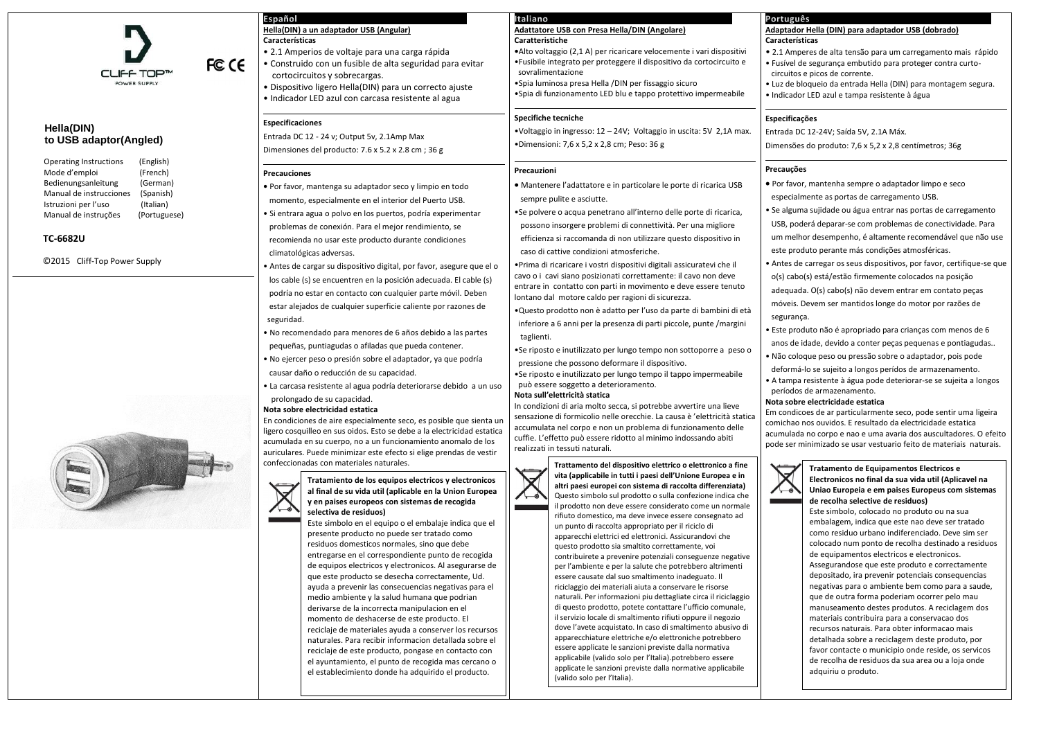CLIFF-TOP™
POWER SUPPLY

FC CE

**Hella(DIN) to USB adaptor(Angled)**

Operating Instructions (English)
Mode d'emploi (French)
Bedienungsanleitung (German)
Manual de instrucciones (Spanish)
Istruzioni per l'uso (Italian)
Manual de instruções (Portuguese)

**TC-6682U**

©2015 Cliff-Top Power Supply

## Español

**Hella(DIN) a un adaptador USB (Angular)**

**Características**

- 2.1 Amperios de voltaje para una carga rápida
- Construido con un fusible de alta seguridad para evitar cortocircuitos y sobrecargas.
- Dispositivo ligero Hella(DIN) para un correcto ajuste
- Indicador LED azul con carcasa resistente al agua

**Especificaciones**

Entrada DC 12 - 24 v; Output 5v, 2.1Amp Max

Dimensiones del producto: 7.6 x 5.2 x 2.8 cm ; 36 g

**Precauciones**

- Por favor, mantenga su adaptador seco y limpio en todo momento, especialmente en el interior del Puerto USB.
- Si entrara agua o polvo en los puertos, podría experimentar problemas de conexión. Para el mejor rendimiento, se recomienda no usar este producto durante condiciones climatológicas adversas.
- Antes de cargar su dispositivo digital, por favor, asegure que el o los cable (s) se encuentren en la posición adecuada. El cable (s) podría no estar en contacto con cualquier parte móvil. Deben estar alejados de cualquier superficie caliente por razones de seguridad.
- No recomendado para menores de 6 años debido a las partes pequeñas, puntiagudas o afiladas que pueda contener.
- No ejercer peso o presión sobre el adaptador, ya que podría causar daño o reducción de su capacidad.
- La carcasa resistente al agua podría deteriorarse debido a un uso prolongado de su capacidad.

**Nota sobre electricidad estatica**

En condiciones de aire especialmente seco, es posible que sienta un ligero cosquilleo en sus oidos. Esto se debe a la electricidad estatica acumulada en su cuerpo, no a un funcionamiento anomalo de los auriculares. Puede minimizar este efecto si elige prendas de vestir confeccionadas con materiales naturales.

**Tratamiento de los equipos electricos y electronicos al final de su vida util (aplicable en la Union Europea y en paises europeos con sistemas de recogida selectiva de residuos)**

Este simbolo en el equipo o el embalaje indica que el presente producto no puede ser tratado como residuos domesticos normales, sino que debe entregarse en el correspondiente punto de recogida de equipos electricos y electronicos. Al asegurarse de que este producto se desecha correctamente, Ud. ayuda a prevenir las consecuencias negativas para el medio ambiente y la salud humana que podrian derivarse de la incorrecta manipulacion en el momento de deshacerse de este producto. El reciclaje de materiales ayuda a conserver los recursos naturales. Para recibir informacion detallada sobre el reciclaje de este producto, pongase en contacto con el ayuntamiento, el punto de recogida mas cercano o el establecimiento donde ha adquirido el producto.

## Italiano

**Adattatore USB con Presa Hella/DIN (Angolare)**

**Caratteristiche**

- Alto voltaggio (2,1 A) per ricaricare velocemente i vari dispositivi
- Fusibile integrato per proteggere il dispositivo da cortocircuito e sovralimentazione
- Spia luminosa presa Hella /DIN per fissaggio sicuro
- Spia di funzionamento LED blu e tappo protettivo impermeabile

**Specifiche tecniche**

- Voltaggio in ingresso: 12 – 24V; Voltaggio in uscita: 5V 2,1A max.
- Dimensioni: 7,6 x 5,2 x 2,8 cm; Peso: 36 g

**Precauzioni**

- Mantenere l'adattatore e in particolare le porte di ricarica USB sempre pulite e asciutte.
- Se polvere o acqua penetrano all'interno delle porte di ricarica, possono insorgere problemi di connettività. Per una migliore efficienza si raccomanda di non utilizzare questo dispositivo in caso di cattive condizioni atmosferiche.
- Prima di ricaricare i vostri dispositivi digitali assicuratevi che il cavo o i cavi siano posizionati correttamente: il cavo non deve entrare in contatto con parti in movimento e deve essere tenuto lontano dal motore caldo per ragioni di sicurezza.
- Questo prodotto non è adatto per l'uso da parte di bambini di età inferiore a 6 anni per la presenza di parti piccole, punte /margini taglienti.
- Se riposto e inutilizzato per lungo tempo non sottoporre a peso o pressione che possono deformare il dispositivo.
- Se riposto e inutilizzato per lungo tempo il tappo impermeabile può essere soggetto a deterioramento.

**Nota sull'elettricità statica**

In condizioni di aria molto secca, si potrebbe avvertire una lieve sensazione di formicolio nelle orecchie. La causa è 'elettricità statica accumulata nel corpo e non un problema di funzionamento delle cuffie. L'effetto può essere ridotto al minimo indossando abiti realizzati in tessuti naturali.

**Trattamento del dispositivo elettrico o elettronico a fine vita (applicabile in tutti i paesi dell'Unione Europea e in altri paesi europei con sistema di raccolta differenziata)**

Questo simbolo sul prodotto o sulla confezione indica che il prodotto non deve essere considerato come un normale rifiuto domestico, ma deve invece essere consegnato ad un punto di raccolta appropriato per il riciclo di apparecchi elettrici ed elettronici. Assicurandovi che questo prodotto sia smaltito correttamente, voi contribuirete a prevenire potenziali conseguenze negative per l'ambiente e per la salute che potrebbero altrimenti essere causate dal suo smaltimento inadeguato. Il riciclaggio dei materiali aiuta a conservare le risorse naturali. Per informazioni piu dettagliate circa il riciclaggio di questo prodotto, potete contattare l'ufficio comunale, il servizio locale di smaltimento rifiuti oppure il negozio dove l'avete acquistato. In caso di smaltimento abusivo di apparecchiature elettriche e/o elettroniche potrebbero essere applicate le sanzioni previste dalla normativa applicabile (valido solo per l'Italia).potrebbero essere applicate le sanzioni previste dalla normative applicabile (valido solo per l'Italia).

## Português

**Adaptador Hella (DIN) para adaptador USB (dobrado)**

**Características**

- 2.1 Amperes de alta tensão para um carregamento mais rápido
- Fusível de segurança embutido para proteger contra curto-circuitos e picos de corrente.
- Luz de bloqueio da entrada Hella (DIN) para montagem segura.
- Indicador LED azul e tampa resistente à água

**Especificações**

Entrada DC 12-24V; Saída 5V, 2.1A Máx.

Dimensões do produto: 7,6 x 5,2 x 2,8 centímetros; 36g

**Precauções**

- Por favor, mantenha sempre o adaptador limpo e seco especialmente as portas de carregamento USB.
- Se alguma sujidade ou água entrar nas portas de carregamento USB, poderá deparar-se com problemas de conectividade. Para um melhor desempenho, é altamente recomendável que não use este produto perante más condições atmosféricas.
- Antes de carregar os seus dispositivos, por favor, certifique-se que o(s) cabo(s) está/estão firmemente colocados na posição adequada. O(s) cabo(s) não devem entrar em contato peças móveis. Devem ser mantidos longe do motor por razões de segurança.
- Este produto não é apropriado para crianças com menos de 6 anos de idade, devido a conter peças pequenas e pontiagudas..
- Não coloque peso ou pressão sobre o adaptador, pois pode deformá-lo se sujeito a longos perídos de armazenamento.
- A tampa resistente à água pode deteriorar-se se sujeita a longos períodos de armazenamento.

**Nota sobre electricidade estatica**

Em condicoes de ar particularmente seco, pode sentir uma ligeira comichao nos ouvidos. E resultado da electricidade estatica acumulada no corpo e nao e uma avaria dos auscultadores. O efeito pode ser minimizado se usar vestuario feito de materiais naturais.

**Tratamento de Equipamentos Electricos e Electronicos no final da sua vida util (Aplicavel na Uniao Europeia e em paises Europeus com sistemas de recolha selective de residuos)**

Este simbolo, colocado no produto ou na sua embalagem, indica que este nao deve ser tratado como residuo urbano indiferenciado. Deve sim ser colocado num ponto de recolha destinado a residuos de equipamentos electricos e electronicos. Assegurandose que este produto e correctamente depositado, ira prevenir potenciais consequencias negativas para o ambiente bem como para a saude, que de outra forma poderiam ocorrer pelo mau manuseamento destes produtos. A reciclagem dos materiais contribuira para a conservacao dos recursos naturais. Para obter informacao mais detalhada sobre a reciclagem deste produto, por favor contacte o municipio onde reside, os servicos de recolha de residuos da sua area ou a loja onde adquiriu o produto.